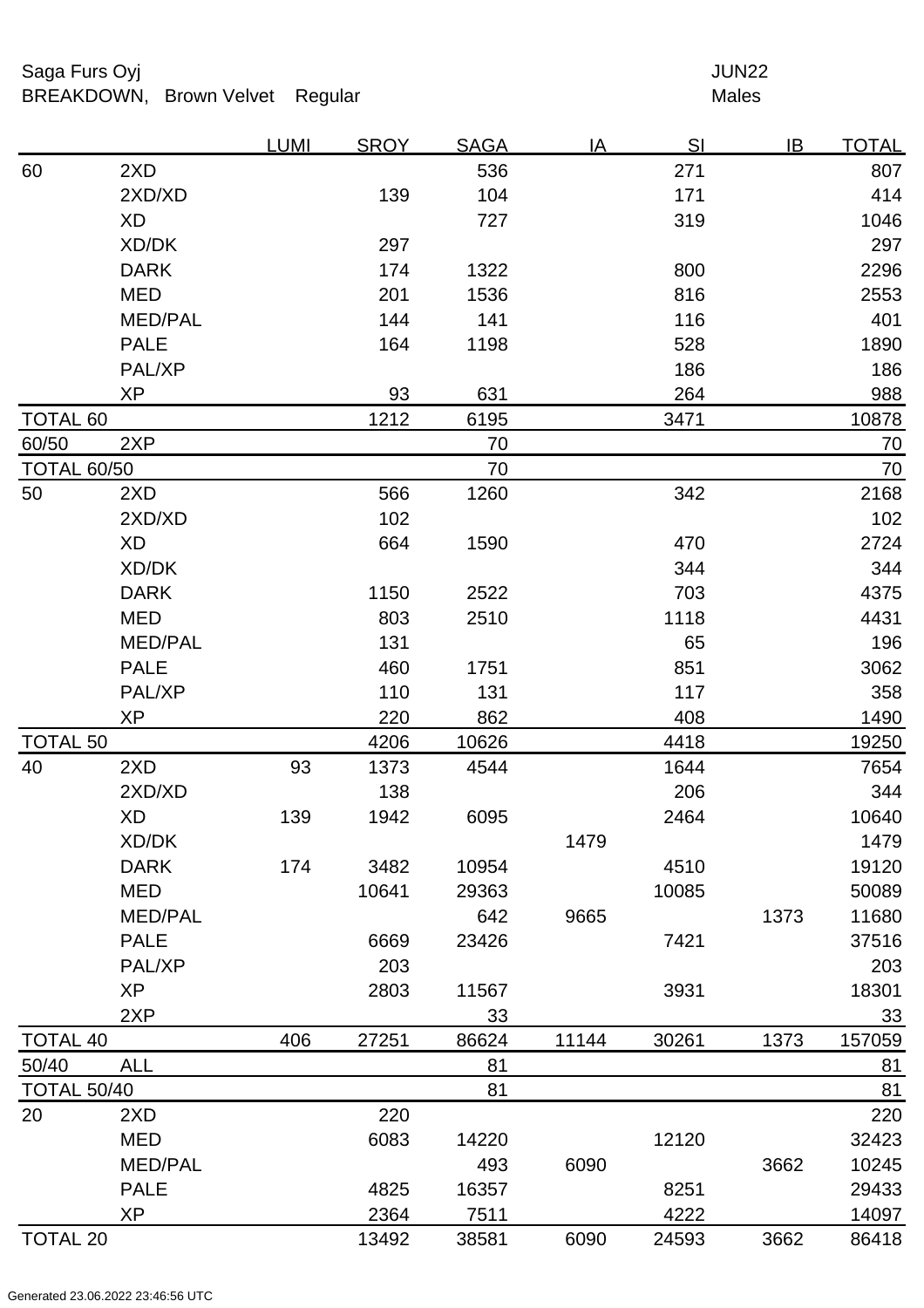Saga Furs Oyj　　　　　　　　　　　　　　　　　　　　　　　　　　JUN22

BREAKDOWN,　Brown Velvet　Regular　　　　　　　　　　　　　　　　Males

| | | LUMI | SROY | SAGA | IA | SI | IB | TOTAL |
|---|---|---|---|---|---|---|---|---|
| 60 | 2XD | | | 536 | | 271 | | 807 |
| | 2XD/XD | | 139 | 104 | | 171 | | 414 |
| | XD | | | 727 | | 319 | | 1046 |
| | XD/DK | | 297 | | | | | 297 |
| | DARK | | 174 | 1322 | | 800 | | 2296 |
| | MED | | 201 | 1536 | | 816 | | 2553 |
| | MED/PAL | | 144 | 141 | | 116 | | 401 |
| | PALE | | 164 | 1198 | | 528 | | 1890 |
| | PAL/XP | | | | | 186 | | 186 |
| | XP | | 93 | 631 | | 264 | | 988 |
| TOTAL 60 | | | 1212 | 6195 | | 3471 | | 10878 |
| 60/50 | 2XP | | | 70 | | | | 70 |
| TOTAL 60/50 | | | | 70 | | | | 70 |
| 50 | 2XD | | 566 | 1260 | | 342 | | 2168 |
| | 2XD/XD | | 102 | | | | | 102 |
| | XD | | 664 | 1590 | | 470 | | 2724 |
| | XD/DK | | | | | 344 | | 344 |
| | DARK | | 1150 | 2522 | | 703 | | 4375 |
| | MED | | 803 | 2510 | | 1118 | | 4431 |
| | MED/PAL | | 131 | | | 65 | | 196 |
| | PALE | | 460 | 1751 | | 851 | | 3062 |
| | PAL/XP | | 110 | 131 | | 117 | | 358 |
| | XP | | 220 | 862 | | 408 | | 1490 |
| TOTAL 50 | | | 4206 | 10626 | | 4418 | | 19250 |
| 40 | 2XD | 93 | 1373 | 4544 | | 1644 | | 7654 |
| | 2XD/XD | | 138 | | | 206 | | 344 |
| | XD | 139 | 1942 | 6095 | | 2464 | | 10640 |
| | XD/DK | | | | 1479 | | | 1479 |
| | DARK | 174 | 3482 | 10954 | | 4510 | | 19120 |
| | MED | | 10641 | 29363 | | 10085 | | 50089 |
| | MED/PAL | | | 642 | 9665 | | 1373 | 11680 |
| | PALE | | 6669 | 23426 | | 7421 | | 37516 |
| | PAL/XP | | 203 | | | | | 203 |
| | XP | | 2803 | 11567 | | 3931 | | 18301 |
| | 2XP | | | 33 | | | | 33 |
| TOTAL 40 | | 406 | 27251 | 86624 | 11144 | 30261 | 1373 | 157059 |
| 50/40 | ALL | | | 81 | | | | 81 |
| TOTAL 50/40 | | | | 81 | | | | 81 |
| 20 | 2XD | | 220 | | | | | 220 |
| | MED | | 6083 | 14220 | | 12120 | | 32423 |
| | MED/PAL | | | 493 | 6090 | | 3662 | 10245 |
| | PALE | | 4825 | 16357 | | 8251 | | 29433 |
| | XP | | 2364 | 7511 | | 4222 | | 14097 |
| TOTAL 20 | | | 13492 | 38581 | 6090 | 24593 | 3662 | 86418 |

Generated 23.06.2022 23:46:56 UTC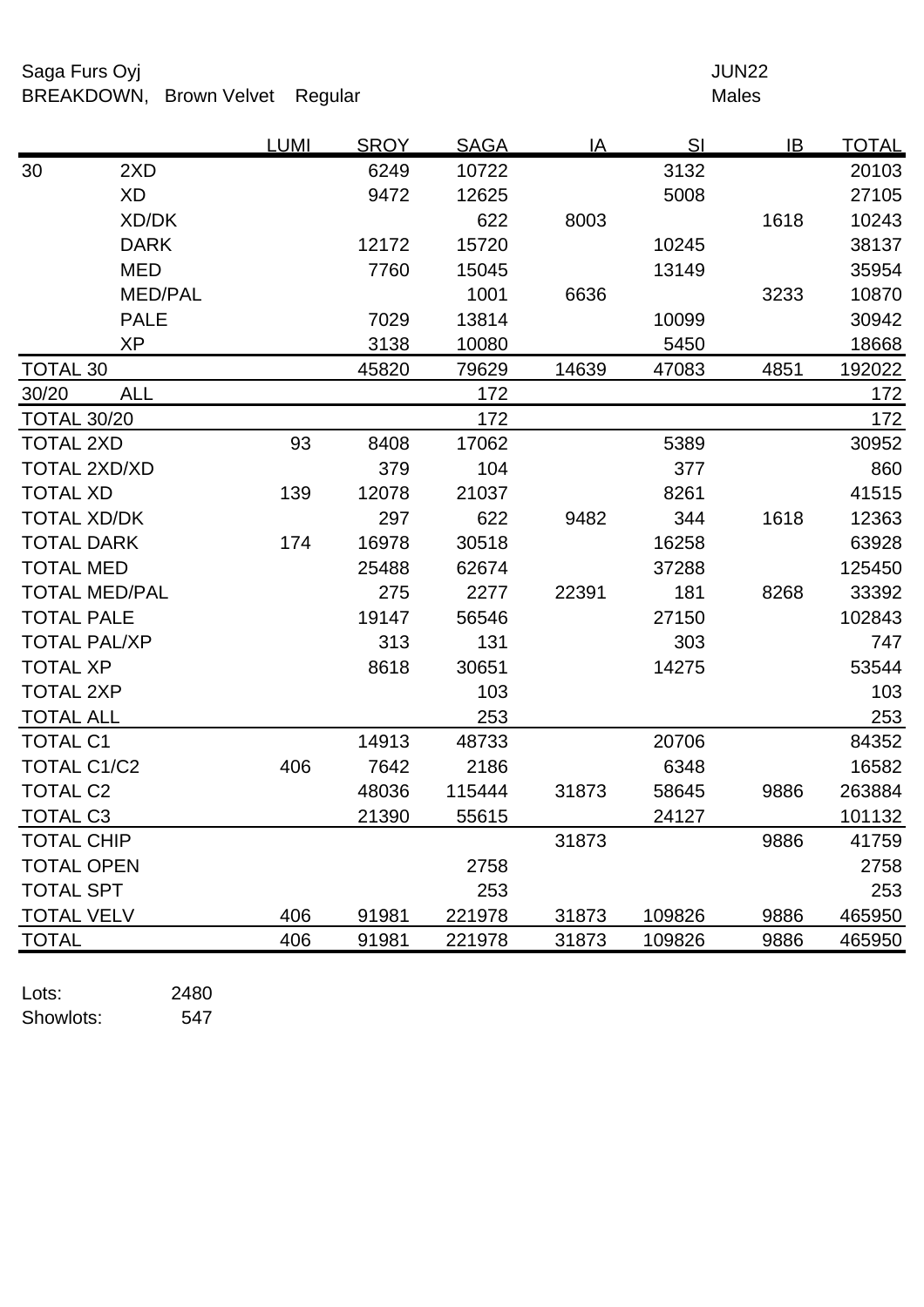Saga Furs Oyj
BREAKDOWN, Brown Velvet Regular

JUN22
Males

| | | LUMI | SROY | SAGA | IA | SI | IB | TOTAL |
|---|---|---|---|---|---|---|---|---|
| 30 | 2XD | | 6249 | 10722 | | 3132 | | 20103 |
| | XD | | 9472 | 12625 | | 5008 | | 27105 |
| | XD/DK | | | 622 | 8003 | | 1618 | 10243 |
| | DARK | | 12172 | 15720 | | 10245 | | 38137 |
| | MED | | 7760 | 15045 | | 13149 | | 35954 |
| | MED/PAL | | | 1001 | 6636 | | 3233 | 10870 |
| | PALE | | 7029 | 13814 | | 10099 | | 30942 |
| | XP | | 3138 | 10080 | | 5450 | | 18668 |
| TOTAL 30 | | | 45820 | 79629 | 14639 | 47083 | 4851 | 192022 |
| 30/20 | ALL | | | 172 | | | | 172 |
| TOTAL 30/20 | | | | 172 | | | | 172 |
| TOTAL 2XD | | 93 | 8408 | 17062 | | 5389 | | 30952 |
| TOTAL 2XD/XD | | | 379 | 104 | | 377 | | 860 |
| TOTAL XD | | 139 | 12078 | 21037 | | 8261 | | 41515 |
| TOTAL XD/DK | | | 297 | 622 | 9482 | 344 | 1618 | 12363 |
| TOTAL DARK | | 174 | 16978 | 30518 | | 16258 | | 63928 |
| TOTAL MED | | | 25488 | 62674 | | 37288 | | 125450 |
| TOTAL MED/PAL | | | 275 | 2277 | 22391 | 181 | 8268 | 33392 |
| TOTAL PALE | | | 19147 | 56546 | | 27150 | | 102843 |
| TOTAL PAL/XP | | | 313 | 131 | | 303 | | 747 |
| TOTAL XP | | | 8618 | 30651 | | 14275 | | 53544 |
| TOTAL 2XP | | | | 103 | | | | 103 |
| TOTAL ALL | | | | 253 | | | | 253 |
| TOTAL C1 | | | 14913 | 48733 | | 20706 | | 84352 |
| TOTAL C1/C2 | | 406 | 7642 | 2186 | | 6348 | | 16582 |
| TOTAL C2 | | | 48036 | 115444 | 31873 | 58645 | 9886 | 263884 |
| TOTAL C3 | | | 21390 | 55615 | | 24127 | | 101132 |
| TOTAL CHIP | | | | | 31873 | | 9886 | 41759 |
| TOTAL OPEN | | | | 2758 | | | | 2758 |
| TOTAL SPT | | | | 253 | | | | 253 |
| TOTAL VELV | | 406 | 91981 | 221978 | 31873 | 109826 | 9886 | 465950 |
| TOTAL | | 406 | 91981 | 221978 | 31873 | 109826 | 9886 | 465950 |

Lots: 2480
Showlots: 547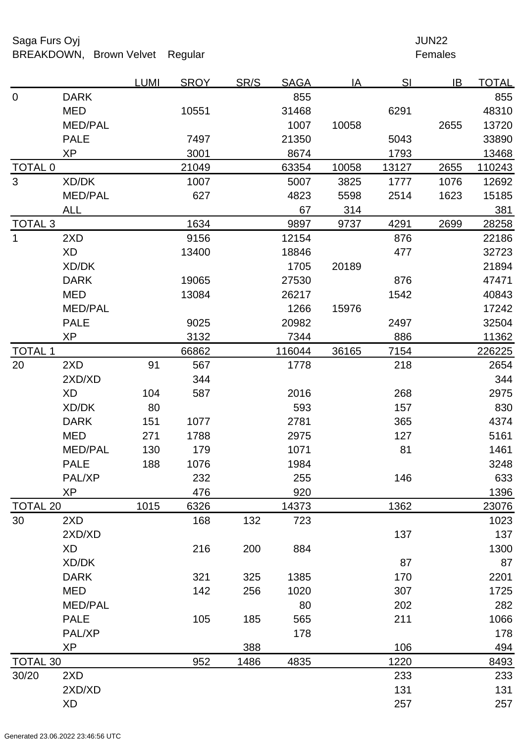Saga Furs Oyj

BREAKDOWN, Brown Velvet Regular

JUN22

Females

| | | LUMI | SROY | SR/S | SAGA | IA | SI | IB | TOTAL |
|---|---|---|---|---|---|---|---|---|---|
| 0 | DARK | | | | 855 | | | | 855 |
| | MED | | 10551 | | 31468 | | 6291 | | 48310 |
| | MED/PAL | | | | 1007 | 10058 | | 2655 | 13720 |
| | PALE | | 7497 | | 21350 | | 5043 | | 33890 |
| | XP | | 3001 | | 8674 | | 1793 | | 13468 |
| TOTAL 0 | | | 21049 | | 63354 | 10058 | 13127 | 2655 | 110243 |
| 3 | XD/DK | | 1007 | | 5007 | 3825 | 1777 | 1076 | 12692 |
| | MED/PAL | | 627 | | 4823 | 5598 | 2514 | 1623 | 15185 |
| | ALL | | | | 67 | 314 | | | 381 |
| TOTAL 3 | | | 1634 | | 9897 | 9737 | 4291 | 2699 | 28258 |
| 1 | 2XD | | 9156 | | 12154 | | 876 | | 22186 |
| | XD | | 13400 | | 18846 | | 477 | | 32723 |
| | XD/DK | | | | 1705 | 20189 | | | 21894 |
| | DARK | | 19065 | | 27530 | | 876 | | 47471 |
| | MED | | 13084 | | 26217 | | 1542 | | 40843 |
| | MED/PAL | | | | 1266 | 15976 | | | 17242 |
| | PALE | | 9025 | | 20982 | | 2497 | | 32504 |
| | XP | | 3132 | | 7344 | | 886 | | 11362 |
| TOTAL 1 | | | 66862 | | 116044 | 36165 | 7154 | | 226225 |
| 20 | 2XD | 91 | 567 | | 1778 | | 218 | | 2654 |
| | 2XD/XD | | 344 | | | | | | 344 |
| | XD | 104 | 587 | | 2016 | | 268 | | 2975 |
| | XD/DK | 80 | | | 593 | | 157 | | 830 |
| | DARK | 151 | 1077 | | 2781 | | 365 | | 4374 |
| | MED | 271 | 1788 | | 2975 | | 127 | | 5161 |
| | MED/PAL | 130 | 179 | | 1071 | | 81 | | 1461 |
| | PALE | 188 | 1076 | | 1984 | | | | 3248 |
| | PAL/XP | | 232 | | 255 | | 146 | | 633 |
| | XP | | 476 | | 920 | | | | 1396 |
| TOTAL 20 | | 1015 | 6326 | | 14373 | | 1362 | | 23076 |
| 30 | 2XD | | 168 | 132 | 723 | | | | 1023 |
| | 2XD/XD | | | | | | 137 | | 137 |
| | XD | | 216 | 200 | 884 | | | | 1300 |
| | XD/DK | | | | | | 87 | | 87 |
| | DARK | | 321 | 325 | 1385 | | 170 | | 2201 |
| | MED | | 142 | 256 | 1020 | | 307 | | 1725 |
| | MED/PAL | | | | 80 | | 202 | | 282 |
| | PALE | | 105 | 185 | 565 | | 211 | | 1066 |
| | PAL/XP | | | | 178 | | | | 178 |
| | XP | | | 388 | | | 106 | | 494 |
| TOTAL 30 | | | 952 | 1486 | 4835 | | 1220 | | 8493 |
| 30/20 | 2XD | | | | | | 233 | | 233 |
| | 2XD/XD | | | | | | 131 | | 131 |
| | XD | | | | | | 257 | | 257 |

Generated 23.06.2022 23:46:56 UTC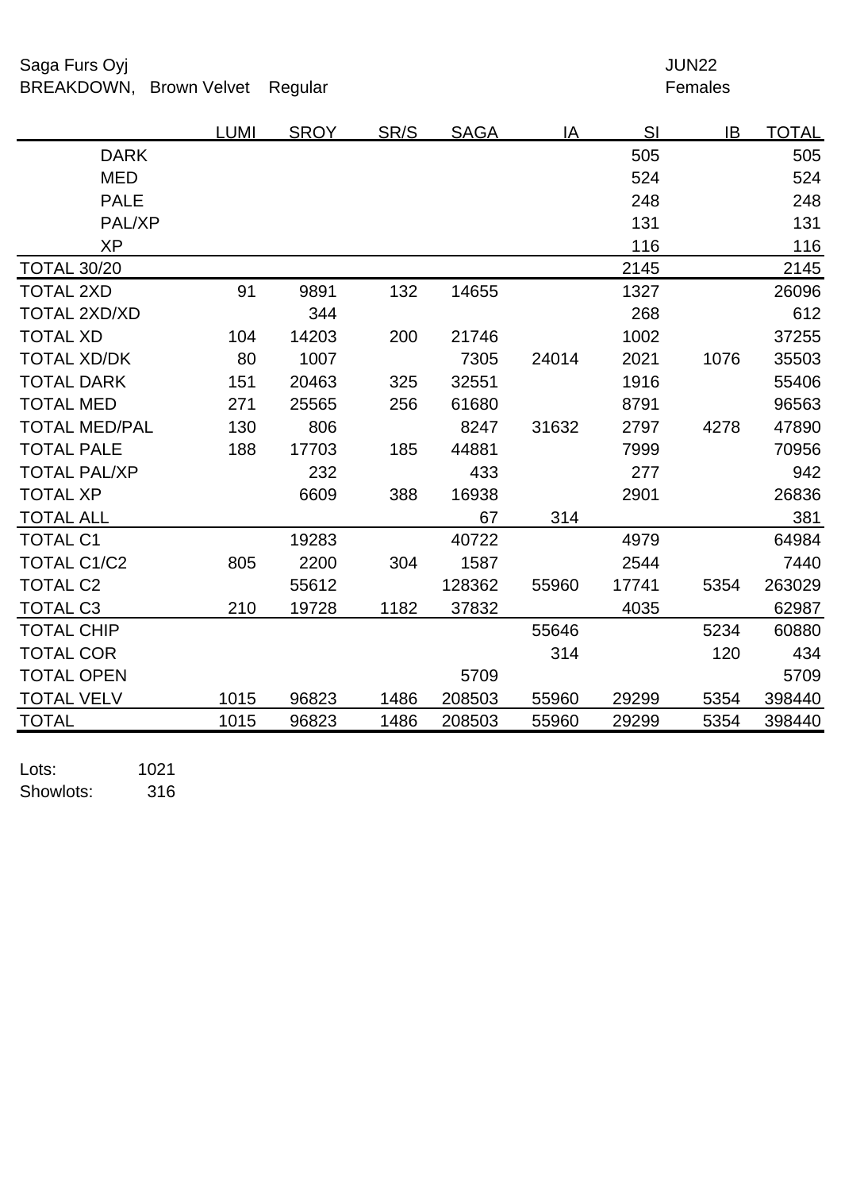Saga Furs Oyj JUN22

BREAKDOWN, Brown Velvet Regular Females

| | LUMI | SROY | SR/S | SAGA | IA | SI | IB | TOTAL |
|---|---|---|---|---|---|---|---|---|
| DARK | | | | | | 505 | | 505 |
| MED | | | | | | 524 | | 524 |
| PALE | | | | | | 248 | | 248 |
| PAL/XP | | | | | | 131 | | 131 |
| XP | | | | | | 116 | | 116 |
| TOTAL 30/20 | | | | | | 2145 | | 2145 |
| TOTAL 2XD | 91 | 9891 | 132 | 14655 | | 1327 | | 26096 |
| TOTAL 2XD/XD | | 344 | | | | 268 | | 612 |
| TOTAL XD | 104 | 14203 | 200 | 21746 | | 1002 | | 37255 |
| TOTAL XD/DK | 80 | 1007 | | 7305 | 24014 | 2021 | 1076 | 35503 |
| TOTAL DARK | 151 | 20463 | 325 | 32551 | | 1916 | | 55406 |
| TOTAL MED | 271 | 25565 | 256 | 61680 | | 8791 | | 96563 |
| TOTAL MED/PAL | 130 | 806 | | 8247 | 31632 | 2797 | 4278 | 47890 |
| TOTAL PALE | 188 | 17703 | 185 | 44881 | | 7999 | | 70956 |
| TOTAL PAL/XP | | 232 | | 433 | | 277 | | 942 |
| TOTAL XP | | 6609 | 388 | 16938 | | 2901 | | 26836 |
| TOTAL ALL | | | | 67 | 314 | | | 381 |
| TOTAL C1 | | 19283 | | 40722 | | 4979 | | 64984 |
| TOTAL C1/C2 | 805 | 2200 | 304 | 1587 | | 2544 | | 7440 |
| TOTAL C2 | | 55612 | | 128362 | 55960 | 17741 | 5354 | 263029 |
| TOTAL C3 | 210 | 19728 | 1182 | 37832 | | 4035 | | 62987 |
| TOTAL CHIP | | | | | 55646 | | 5234 | 60880 |
| TOTAL COR | | | | | 314 | | 120 | 434 |
| TOTAL OPEN | | | | 5709 | | | | 5709 |
| TOTAL VELV | 1015 | 96823 | 1486 | 208503 | 55960 | 29299 | 5354 | 398440 |
| TOTAL | 1015 | 96823 | 1486 | 208503 | 55960 | 29299 | 5354 | 398440 |

Lots: 1021

Showlots: 316